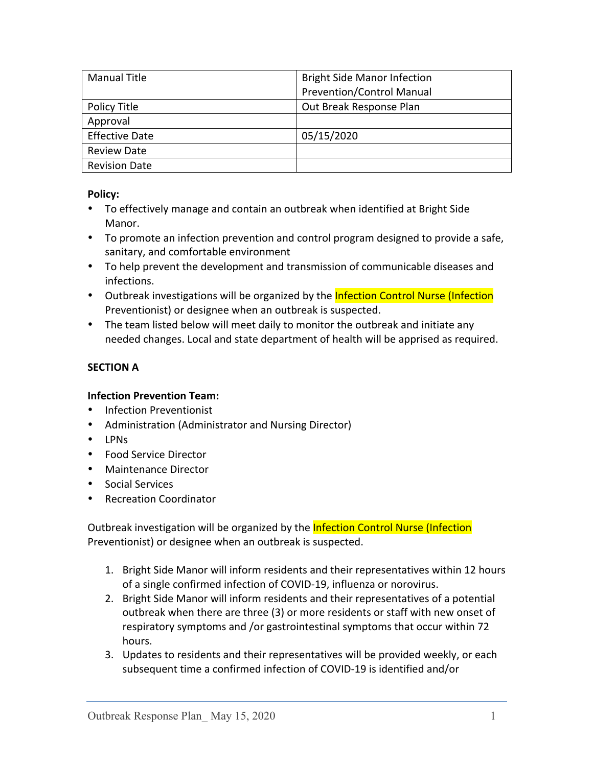| Manual Title | Bright Side Manor Infection Prevention/Control Manual |
|---|---|
| Policy Title | Out Break Response Plan |
| Approval | |
| Effective Date | 05/15/2020 |
| Review Date | |
| Revision Date | |

**Policy:**

- To effectively manage and contain an outbreak when identified at Bright Side Manor.
- To promote an infection prevention and control program designed to provide a safe, sanitary, and comfortable environment
- To help prevent the development and transmission of communicable diseases and infections.
- Outbreak investigations will be organized by the Infection Control Nurse (Infection Preventionist) or designee when an outbreak is suspected.
- The team listed below will meet daily to monitor the outbreak and initiate any needed changes. Local and state department of health will be apprised as required.

**SECTION A**

**Infection Prevention Team:**

- Infection Preventionist
- Administration (Administrator and Nursing Director)
- LPNs
- Food Service Director
- Maintenance Director
- Social Services
- Recreation Coordinator

Outbreak investigation will be organized by the Infection Control Nurse (Infection Preventionist) or designee when an outbreak is suspected.

1. Bright Side Manor will inform residents and their representatives within 12 hours of a single confirmed infection of COVID-19, influenza or norovirus.
2. Bright Side Manor will inform residents and their representatives of a potential outbreak when there are three (3) or more residents or staff with new onset of respiratory symptoms and /or gastrointestinal symptoms that occur within 72 hours.
3. Updates to residents and their representatives will be provided weekly, or each subsequent time a confirmed infection of COVID-19 is identified and/or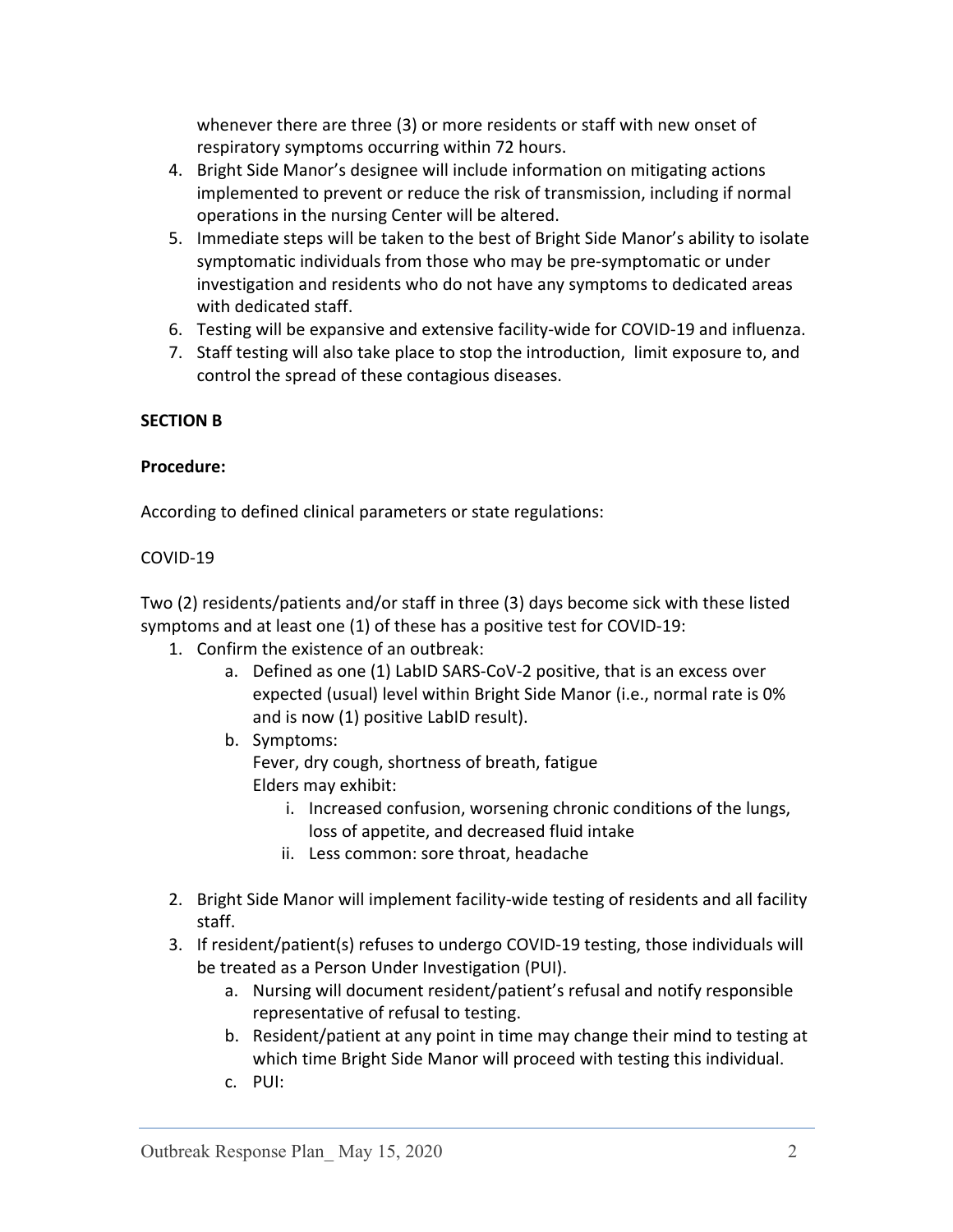whenever there are three (3) or more residents or staff with new onset of respiratory symptoms occurring within 72 hours.

4. Bright Side Manor's designee will include information on mitigating actions implemented to prevent or reduce the risk of transmission, including if normal operations in the nursing Center will be altered.
5. Immediate steps will be taken to the best of Bright Side Manor's ability to isolate symptomatic individuals from those who may be pre-symptomatic or under investigation and residents who do not have any symptoms to dedicated areas with dedicated staff.
6. Testing will be expansive and extensive facility-wide for COVID-19 and influenza.
7. Staff testing will also take place to stop the introduction, limit exposure to, and control the spread of these contagious diseases.

**SECTION B**

**Procedure:**

According to defined clinical parameters or state regulations:

COVID-19

Two (2) residents/patients and/or staff in three (3) days become sick with these listed symptoms and at least one (1) of these has a positive test for COVID-19:

1. Confirm the existence of an outbreak:
   a. Defined as one (1) LabID SARS-CoV-2 positive, that is an excess over expected (usual) level within Bright Side Manor (i.e., normal rate is 0% and is now (1) positive LabID result).
   b. Symptoms:
      Fever, dry cough, shortness of breath, fatigue
      Elders may exhibit:
      i. Increased confusion, worsening chronic conditions of the lungs, loss of appetite, and decreased fluid intake
      ii. Less common: sore throat, headache

2. Bright Side Manor will implement facility-wide testing of residents and all facility staff.
3. If resident/patient(s) refuses to undergo COVID-19 testing, those individuals will be treated as a Person Under Investigation (PUI).
   a. Nursing will document resident/patient's refusal and notify responsible representative of refusal to testing.
   b. Resident/patient at any point in time may change their mind to testing at which time Bright Side Manor will proceed with testing this individual.
   c. PUI: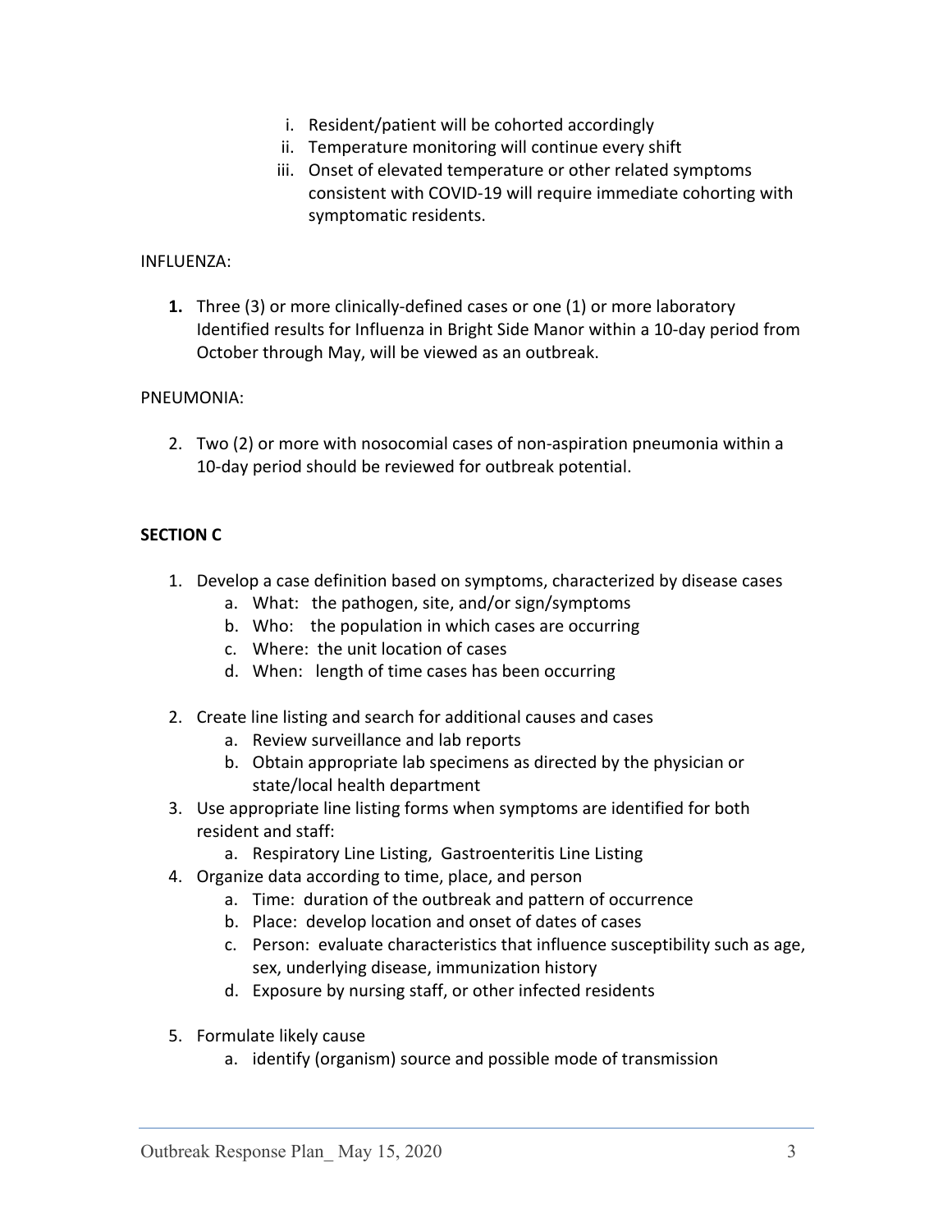i. Resident/patient will be cohorted accordingly
  ii. Temperature monitoring will continue every shift
  iii. Onset of elevated temperature or other related symptoms consistent with COVID-19 will require immediate cohorting with symptomatic residents.

INFLUENZA:

1. Three (3) or more clinically-defined cases or one (1) or more laboratory Identified results for Influenza in Bright Side Manor within a 10-day period from October through May, will be viewed as an outbreak.

PNEUMONIA:

2. Two (2) or more with nosocomial cases of non-aspiration pneumonia within a 10-day period should be reviewed for outbreak potential.

**SECTION C**

1. Develop a case definition based on symptoms, characterized by disease cases
   a. What: the pathogen, site, and/or sign/symptoms
   b. Who: the population in which cases are occurring
   c. Where: the unit location of cases
   d. When: length of time cases has been occurring

2. Create line listing and search for additional causes and cases
   a. Review surveillance and lab reports
   b. Obtain appropriate lab specimens as directed by the physician or state/local health department
3. Use appropriate line listing forms when symptoms are identified for both resident and staff:
   a. Respiratory Line Listing, Gastroenteritis Line Listing
4. Organize data according to time, place, and person
   a. Time: duration of the outbreak and pattern of occurrence
   b. Place: develop location and onset of dates of cases
   c. Person: evaluate characteristics that influence susceptibility such as age, sex, underlying disease, immunization history
   d. Exposure by nursing staff, or other infected residents

5. Formulate likely cause
   a. identify (organism) source and possible mode of transmission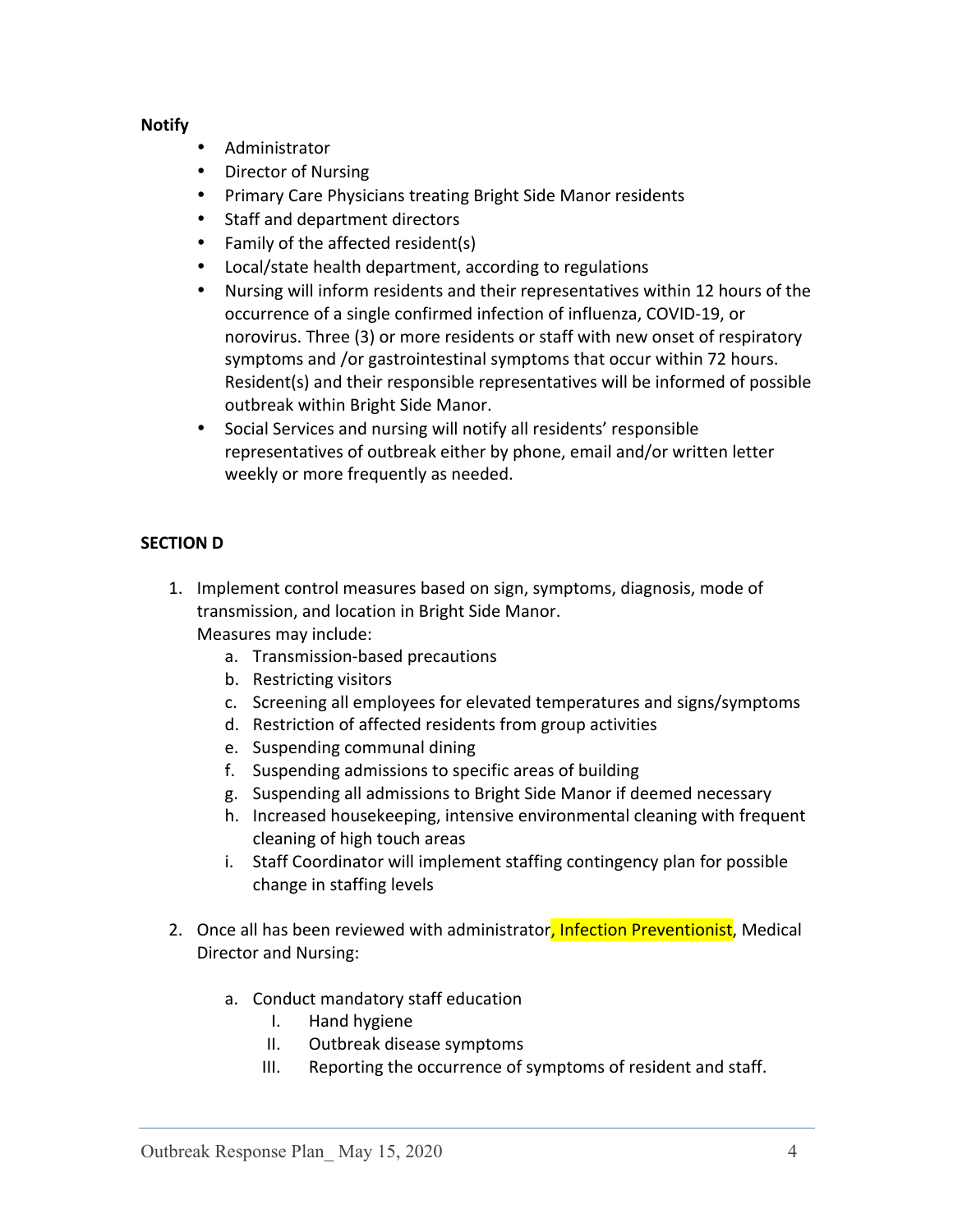**Notify**

- Administrator
- Director of Nursing
- Primary Care Physicians treating Bright Side Manor residents
- Staff and department directors
- Family of the affected resident(s)
- Local/state health department, according to regulations
- Nursing will inform residents and their representatives within 12 hours of the occurrence of a single confirmed infection of influenza, COVID-19, or norovirus. Three (3) or more residents or staff with new onset of respiratory symptoms and /or gastrointestinal symptoms that occur within 72 hours. Resident(s) and their responsible representatives will be informed of possible outbreak within Bright Side Manor.
- Social Services and nursing will notify all residents' responsible representatives of outbreak either by phone, email and/or written letter weekly or more frequently as needed.

**SECTION D**

1. Implement control measures based on sign, symptoms, diagnosis, mode of transmission, and location in Bright Side Manor.
   Measures may include:
   a. Transmission-based precautions
   b. Restricting visitors
   c. Screening all employees for elevated temperatures and signs/symptoms
   d. Restriction of affected residents from group activities
   e. Suspending communal dining
   f. Suspending admissions to specific areas of building
   g. Suspending all admissions to Bright Side Manor if deemed necessary
   h. Increased housekeeping, intensive environmental cleaning with frequent cleaning of high touch areas
   i. Staff Coordinator will implement staffing contingency plan for possible change in staffing levels

2. Once all has been reviewed with administrator, Infection Preventionist, Medical Director and Nursing:

   a. Conduct mandatory staff education
      I. Hand hygiene
      II. Outbreak disease symptoms
      III. Reporting the occurrence of symptoms of resident and staff.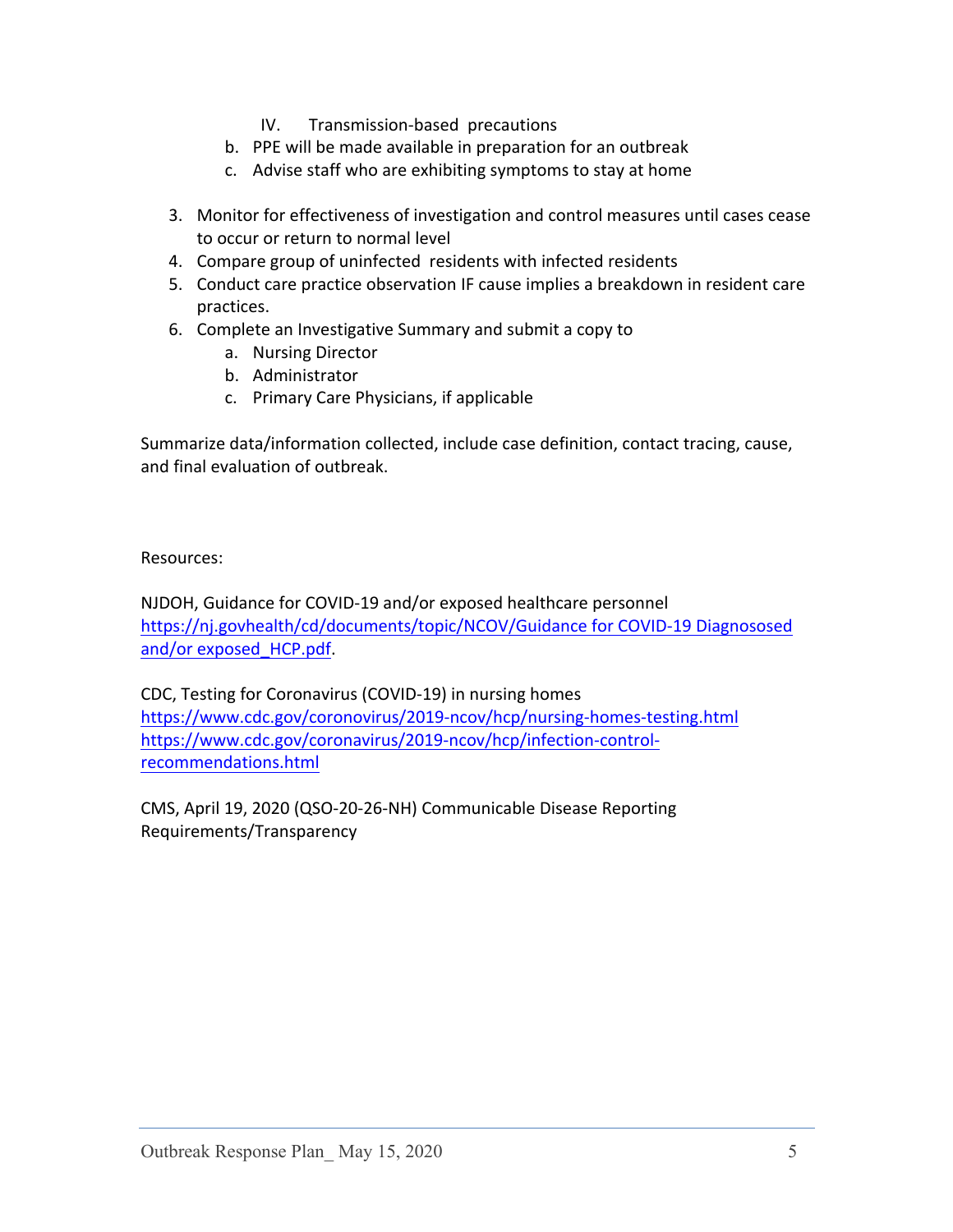IV. Transmission-based precautions

b. PPE will be made available in preparation for an outbreak
c. Advise staff who are exhibiting symptoms to stay at home

3. Monitor for effectiveness of investigation and control measures until cases cease to occur or return to normal level
4. Compare group of uninfected residents with infected residents
5. Conduct care practice observation IF cause implies a breakdown in resident care practices.
6. Complete an Investigative Summary and submit a copy to
   a. Nursing Director
   b. Administrator
   c. Primary Care Physicians, if applicable

Summarize data/information collected, include case definition, contact tracing, cause, and final evaluation of outbreak.

Resources:

NJDOH, Guidance for COVID-19 and/or exposed healthcare personnel
https://nj.govhealth/cd/documents/topic/NCOV/Guidance for COVID-19 Diagnosoed and/or exposed_HCP.pdf.

CDC, Testing for Coronavirus (COVID-19) in nursing homes
https://www.cdc.gov/coronovirus/2019-ncov/hcp/nursing-homes-testing.html
https://www.cdc.gov/coronavirus/2019-ncov/hcp/infection-control-recommendations.html

CMS, April 19, 2020 (QSO-20-26-NH) Communicable Disease Reporting Requirements/Transparency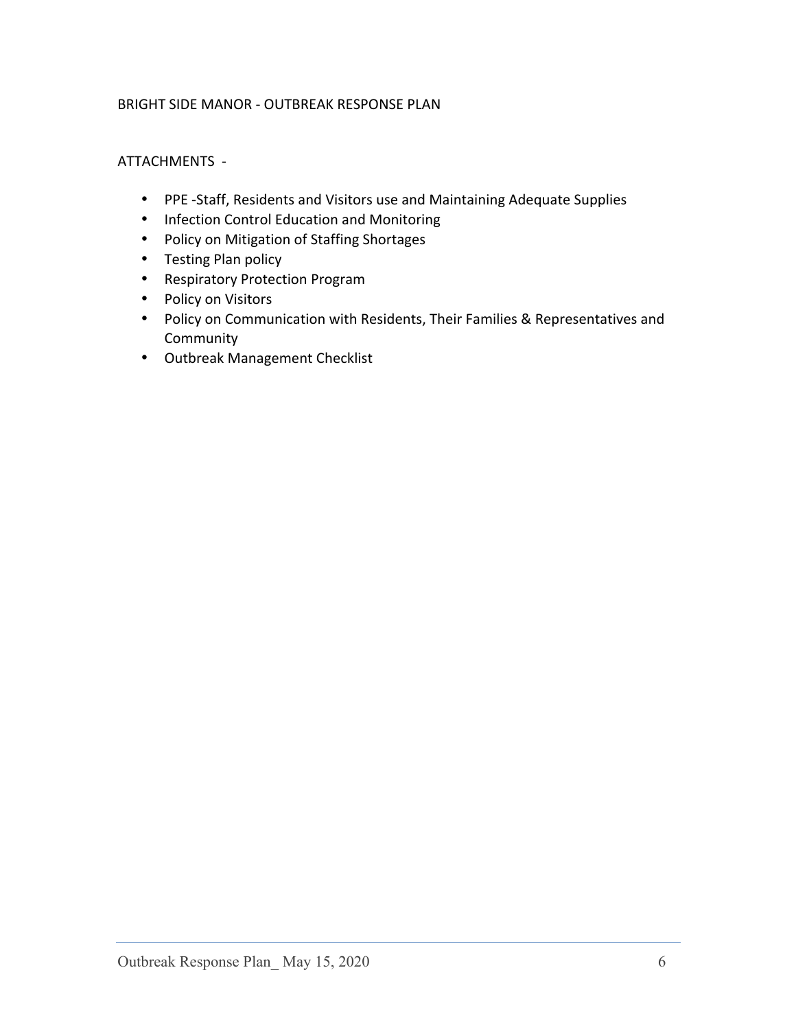BRIGHT SIDE MANOR - OUTBREAK RESPONSE PLAN

ATTACHMENTS -

- PPE -Staff, Residents and Visitors use and Maintaining Adequate Supplies
- Infection Control Education and Monitoring
- Policy on Mitigation of Staffing Shortages
- Testing Plan policy
- Respiratory Protection Program
- Policy on Visitors
- Policy on Communication with Residents, Their Families & Representatives and Community
- Outbreak Management Checklist